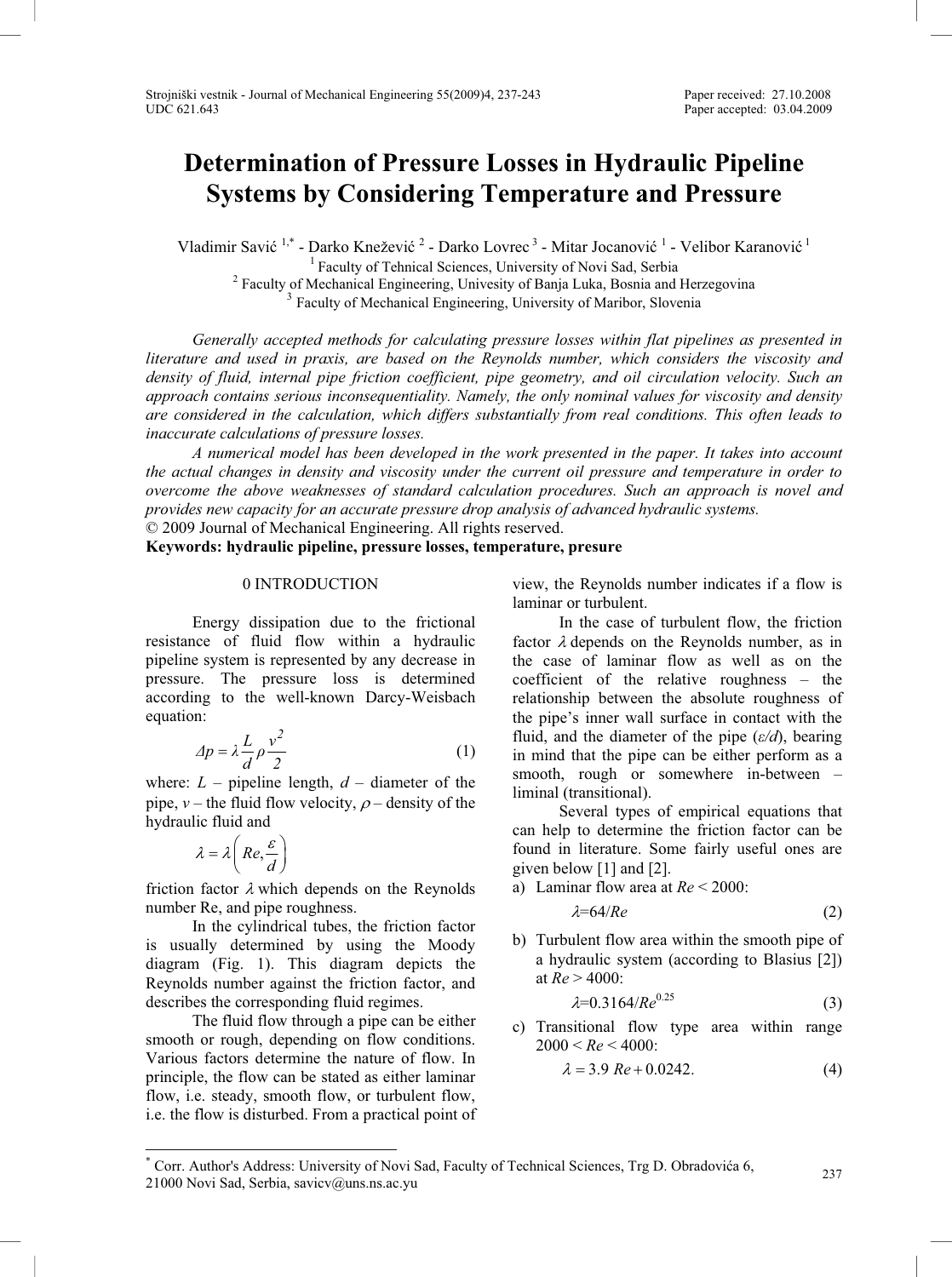# Determination of Pressure Losses in Hydraulic Pipeline Systems by Considering Temperature and Pressure

Vladimir Savić [1,*] - Darko Knežević [2] - Darko Lovrec [3] - Mitar Jocanović [1] - Velibor Karanović [1]

[1] Faculty of Tehnical Sciences, University of Novi Sad, Serbia

[2] Faculty of Mechanical Engineering, Univesity of Banja Luka, Bosnia and Herzegovina

[3] Faculty of Mechanical Engineering, University of Maribor, Slovenia

*Generally accepted methods for calculating pressure losses within flat pipelines as presented in literature and used in praxis, are based on the Reynolds number, which considers the viscosity and density of fluid, internal pipe friction coefficient, pipe geometry, and oil circulation velocity. Such an approach contains serious inconsequentiality. Namely, the only nominal values for viscosity and density are considered in the calculation, which differs substantially from real conditions. This often leads to inaccurate calculations of pressure losses.*

*A numerical model has been developed in the work presented in the paper. It takes into account the actual changes in density and viscosity under the current oil pressure and temperature in order to overcome the above weaknesses of standard calculation procedures. Such an approach is novel and provides new capacity for an accurate pressure drop analysis of advanced hydraulic systems.*

© 2009 Journal of Mechanical Engineering. All rights reserved.

**Keywords: hydraulic pipeline, pressure losses, temperature, presure**

## 0 INTRODUCTION

Energy dissipation due to the frictional resistance of fluid flow within a hydraulic pipeline system is represented by any decrease in pressure. The pressure loss is determined according to the well-known Darcy-Weisbach equation:

$$\Delta p = \lambda \frac{L}{d} \rho \frac{v^2}{2} \tag{1}$$

where: $L$ – pipeline length, $d$ – diameter of the pipe, $v$ – the fluid flow velocity, $\rho$ – density of the hydraulic fluid and

$$\lambda = \lambda \left( Re, \frac{\varepsilon}{d} \right)$$

friction factor $\lambda$ which depends on the Reynolds number Re, and pipe roughness.

In the cylindrical tubes, the friction factor is usually determined by using the Moody diagram (Fig. 1). This diagram depicts the Reynolds number against the friction factor, and describes the corresponding fluid regimes.

The fluid flow through a pipe can be either smooth or rough, depending on flow conditions. Various factors determine the nature of flow. In principle, the flow can be stated as either laminar flow, i.e. steady, smooth flow, or turbulent flow, i.e. the flow is disturbed. From a practical point of view, the Reynolds number indicates if a flow is laminar or turbulent.

In the case of turbulent flow, the friction factor $\lambda$ depends on the Reynolds number, as in the case of laminar flow as well as on the coefficient of the relative roughness – the relationship between the absolute roughness of the pipe's inner wall surface in contact with the fluid, and the diameter of the pipe ($\varepsilon/d$), bearing in mind that the pipe can be either perform as a smooth, rough or somewhere in-between – liminal (transitional).

Several types of empirical equations that can help to determine the friction factor can be found in literature. Some fairly useful ones are given below [1] and [2].

a) Laminar flow area at $Re < 2000$:

$$\lambda = 64/Re \tag{2}$$

b) Turbulent flow area within the smooth pipe of a hydraulic system (according to Blasius [2]) at $Re > 4000$:

$$\lambda = 0.3164/Re^{0.25} \tag{3}$$

c) Transitional flow type area within range $2000 < Re < 4000$:

$$\lambda = 3.9\ Re + 0.0242. \tag{4}$$

[*] Corr. Author's Address: University of Novi Sad, Faculty of Technical Sciences, Trg D. Obradovića 6, 21000 Novi Sad, Serbia, savicv@uns.ns.ac.yu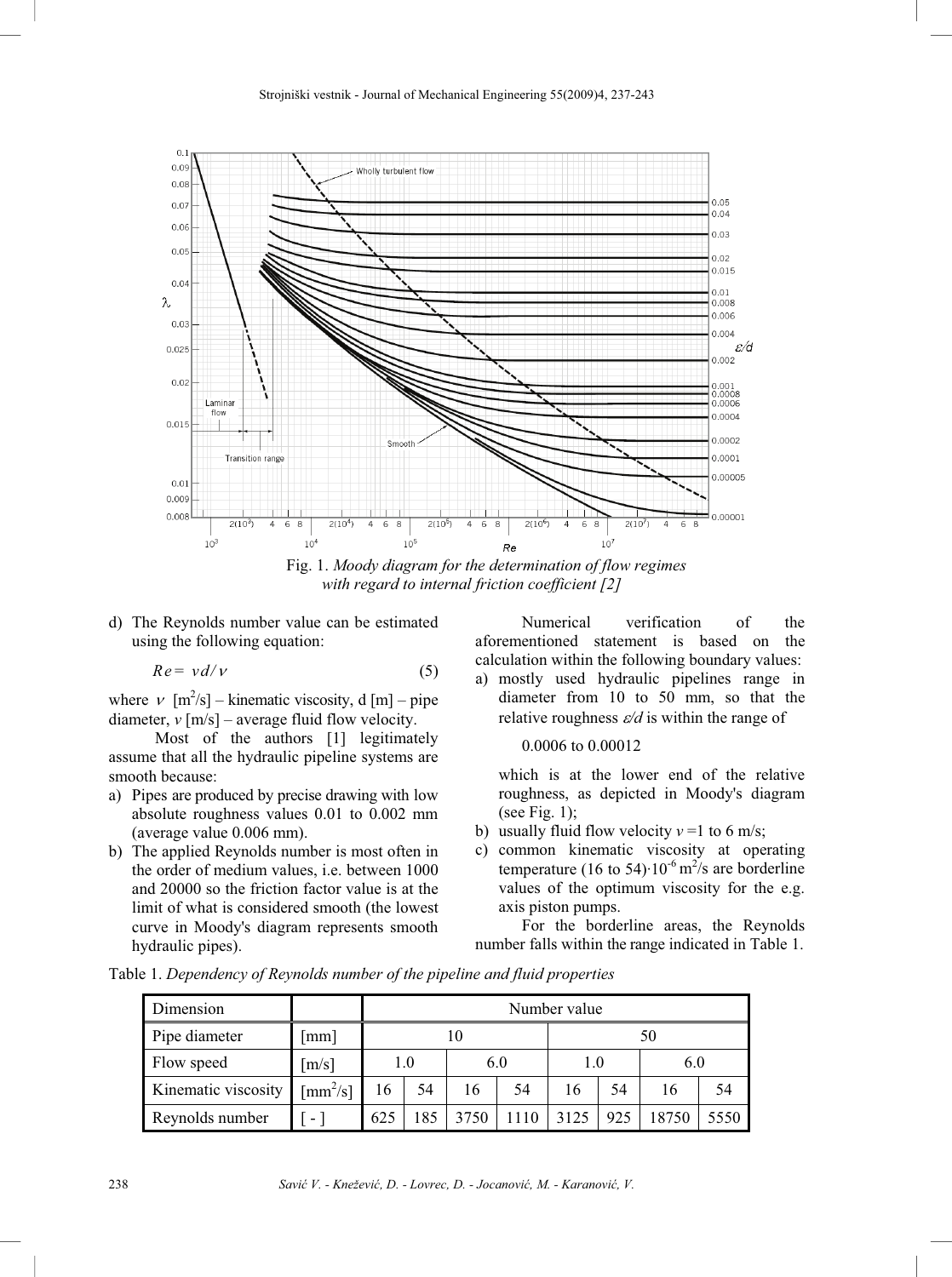Fig. 1. *Moody diagram for the determination of flow regimes with regard to internal friction coefficient [2]*

d) The Reynolds number value can be estimated using the following equation:

$$Re = v d / \nu \tag{5}$$

where $\nu$ [$m^2/s$] – kinematic viscosity, d [m] – pipe diameter, $v$ [m/s] – average fluid flow velocity.

Most of the authors [1] legitimately assume that all the hydraulic pipeline systems are smooth because:

a) Pipes are produced by precise drawing with low absolute roughness values 0.01 to 0.002 mm (average value 0.006 mm).
b) The applied Reynolds number is most often in the order of medium values, i.e. between 1000 and 20000 so the friction factor value is at the limit of what is considered smooth (the lowest curve in Moody's diagram represents smooth hydraulic pipes).

Numerical verification of the aforementioned statement is based on the calculation within the following boundary values:

a) mostly used hydraulic pipelines range in diameter from 10 to 50 mm, so that the relative roughness $\varepsilon/d$ is within the range of

   0.0006 to 0.00012

   which is at the lower end of the relative roughness, as depicted in Moody's diagram (see Fig. 1);
b) usually fluid flow velocity $v$ =1 to 6 m/s;
c) common kinematic viscosity at operating temperature $(16 \text{ to } 54) \cdot 10^{-6}\, m^2/s$ are borderline values of the optimum viscosity for the e.g. axis piston pumps.

For the borderline areas, the Reynolds number falls within the range indicated in Table 1.

Table 1. *Dependency of Reynolds number of the pipeline and fluid properties*

| Dimension | | Number value | | | | | | | |
|---|---|---|---|---|---|---|---|---|---|
| Pipe diameter | [mm] | 10 | | | | 50 | | | |
| Flow speed | [m/s] | 1.0 | | 6.0 | | 1.0 | | 6.0 | |
| Kinematic viscosity | [$mm^2/s$] | 16 | 54 | 16 | 54 | 16 | 54 | 16 | 54 |
| Reynolds number | [ - ] | 625 | 185 | 3750 | 1110 | 3125 | 925 | 18750 | 5550 |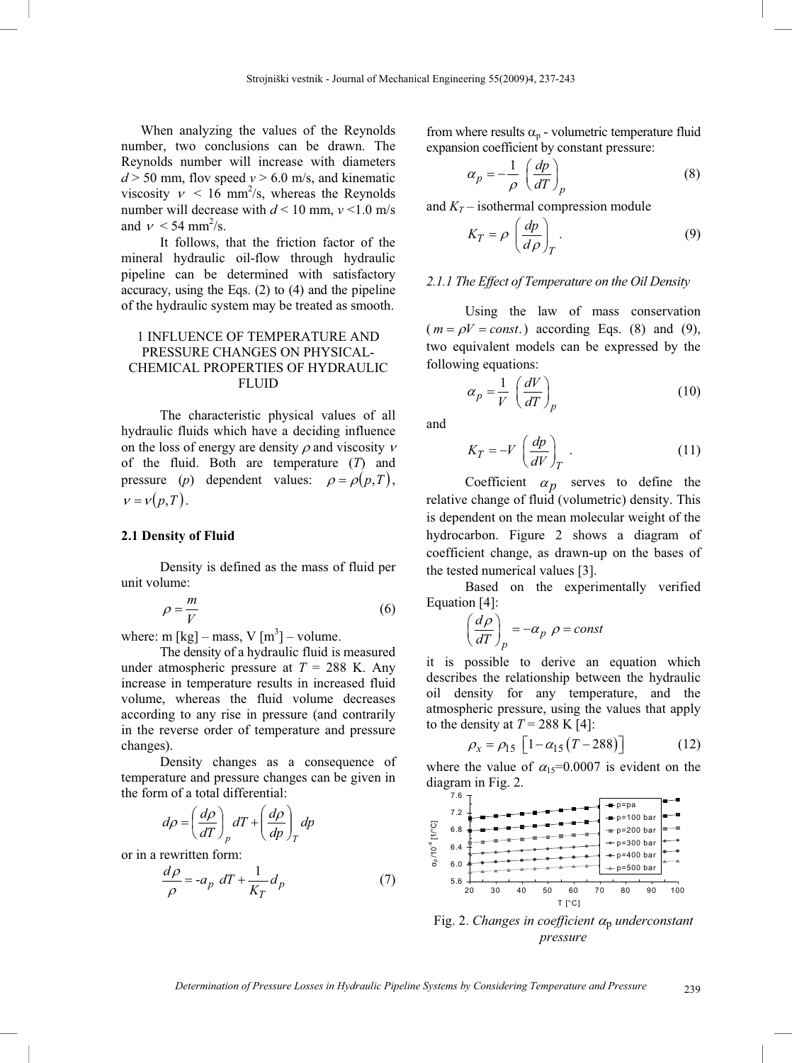When analyzing the values of the Reynolds number, two conclusions can be drawn. The Reynolds number will increase with diameters $d > 50$ mm, flov speed $v > 6.0$ m/s, and kinematic viscosity $\nu < 16$ mm$^2$/s, whereas the Reynolds number will decrease with $d < 10$ mm, $v < 1.0$ m/s and $\nu < 54$ mm$^2$/s.

It follows, that the friction factor of the mineral hydraulic oil-flow through hydraulic pipeline can be determined with satisfactory accuracy, using the Eqs. (2) to (4) and the pipeline of the hydraulic system may be treated as smooth.

## 1 INFLUENCE OF TEMPERATURE AND PRESSURE CHANGES ON PHYSICAL-CHEMICAL PROPERTIES OF HYDRAULIC FLUID

The characteristic physical values of all hydraulic fluids which have a deciding influence on the loss of energy are density $\rho$ and viscosity $\nu$ of the fluid. Both are temperature ($T$) and pressure ($p$) dependent values: $\rho = \rho(p,T)$, $\nu = \nu(p,T)$.

### 2.1 Density of Fluid

Density is defined as the mass of fluid per unit volume:

$$\rho = \frac{m}{V} \tag{6}$$

where: m [kg] – mass, V [m$^3$] – volume.

The density of a hydraulic fluid is measured under atmospheric pressure at $T = 288$ K. Any increase in temperature results in increased fluid volume, whereas the fluid volume decreases according to any rise in pressure (and contrarily in the reverse order of temperature and pressure changes).

Density changes as a consequence of temperature and pressure changes can be given in the form of a total differential:

$$d\rho = \left(\frac{d\rho}{dT}\right)_p dT + \left(\frac{d\rho}{dp}\right)_T dp$$

or in a rewritten form:

$$\frac{d\rho}{\rho} = -a_p \; dT + \frac{1}{K_T} d_p \tag{7}$$

from where results $\alpha_p$ - volumetric temperature fluid expansion coefficient by constant pressure:

$$\alpha_p = -\frac{1}{\rho} \left(\frac{dp}{dT}\right)_p \tag{8}$$

and $K_T$ – isothermal compression module

$$K_T = \rho \left(\frac{dp}{d\rho}\right)_T . \tag{9}$$

#### 2.1.1 The Effect of Temperature on the Oil Density

Using the law of mass conservation ($m = \rho V = const.$) according Eqs. (8) and (9), two equivalent models can be expressed by the following equations:

$$\alpha_p = \frac{1}{V} \left(\frac{dV}{dT}\right)_p \tag{10}$$

and

$$K_T = -V \left(\frac{dp}{dV}\right)_T . \tag{11}$$

Coefficient $\alpha_p$ serves to define the relative change of fluid (volumetric) density. This is dependent on the mean molecular weight of the hydrocarbon. Figure 2 shows a diagram of coefficient change, as drawn-up on the bases of the tested numerical values [3].

Based on the experimentally verified Equation [4]:

$$\left(\frac{d\rho}{dT}\right)_p = -\alpha_p \; \rho = const$$

it is possible to derive an equation which describes the relationship between the hydraulic oil density for any temperature, and the atmospheric pressure, using the values that apply to the density at $T = 288$ K [4]:

$$\rho_x = \rho_{15} \left[1 - \alpha_{15}\left(T - 288\right)\right] \tag{12}$$

where the value of $\alpha_{15}$=0.0007 is evident on the diagram in Fig. 2.

Fig. 2. *Changes in coefficient* $\alpha_p$ *underconstant pressure*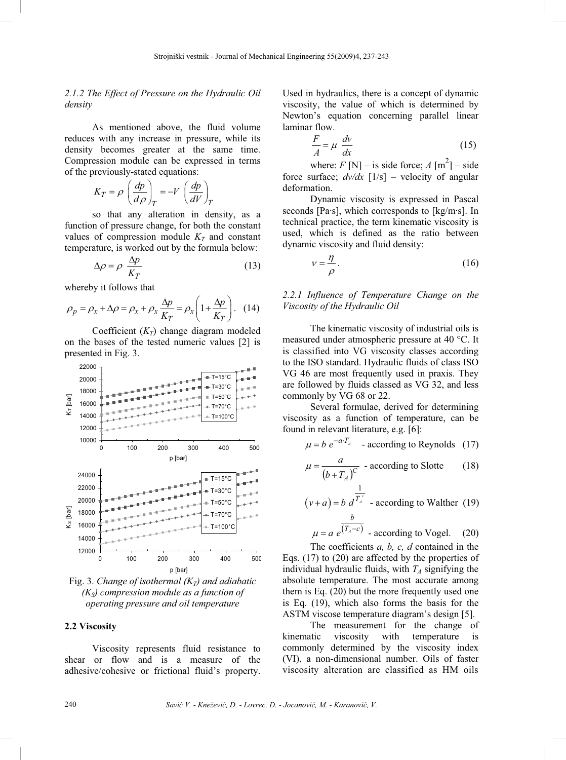### 2.1.2 *The Effect of Pressure on the Hydraulic Oil density*

As mentioned above, the fluid volume reduces with any increase in pressure, while its density becomes greater at the same time. Compression module can be expressed in terms of the previously-stated equations:

$$K_T = \rho \left(\frac{dp}{d\rho}\right)_T = -V \left(\frac{dp}{dV}\right)_T$$

so that any alteration in density, as a function of pressure change, for both the constant values of compression module $K_T$ and constant temperature, is worked out by the formula below:

$$\Delta\rho = \rho \frac{\Delta p}{K_T} \tag{13}$$

whereby it follows that

$$\rho_p = \rho_x + \Delta\rho = \rho_x + \rho_x \frac{\Delta p}{K_T} = \rho_x \left(1 + \frac{\Delta p}{K_T}\right). \tag{14}$$

Coefficient ($K_T$) change diagram modeled on the bases of the tested numeric values [2] is presented in Fig. 3.

Fig. 3. *Change of isothermal ($K_T$) and adiabatic ($K_S$) compression module as a function of operating pressure and oil temperature*

### 2.2 Viscosity

Viscosity represents fluid resistance to shear or flow and is a measure of the adhesive/cohesive or frictional fluid's property. Used in hydraulics, there is a concept of dynamic viscosity, the value of which is determined by Newton's equation concerning parallel linear laminar flow.

$$\frac{F}{A} = \mu \frac{dv}{dx} \tag{15}$$

where: $F$ [N] – is side force; $A$ [m$^2$] – side force surface; $dv/dx$ [1/s] – velocity of angular deformation.

Dynamic viscosity is expressed in Pascal seconds [Pa·s], which corresponds to [kg/m·s]. In technical practice, the term kinematic viscosity is used, which is defined as the ratio between dynamic viscosity and fluid density:

$$\nu = \frac{\eta}{\rho}. \tag{16}$$

### 2.2.1 *Influence of Temperature Change on the Viscosity of the Hydraulic Oil*

The kinematic viscosity of industrial oils is measured under atmospheric pressure at 40 °C. It is classified into VG viscosity classes according to the ISO standard. Hydraulic fluids of class ISO VG 46 are most frequently used in praxis. They are followed by fluids classed as VG 32, and less commonly by VG 68 or 22.

Several formulae, derived for determining viscosity as a function of temperature, can be found in relevant literature, e.g. [6]:

$$\mu = b\, e^{-a \cdot T_A} \quad \text{- according to Reynolds} \tag{17}$$

$$\mu = \frac{a}{\left(b + T_A\right)^C} \quad \text{- according to Slotte} \tag{18}$$

$$\left(\nu + a\right) = b\, d^{\frac{1}{T_A^{\,c}}} \quad \text{- according to Walther} \tag{19}$$

$$\mu = a\, e^{\frac{b}{\left(T_A - c\right)}} \quad \text{- according to Vogel.} \tag{20}$$

The coefficients *a, b, c, d* contained in the Eqs. (17) to (20) are affected by the properties of individual hydraulic fluids, with $T_A$ signifying the absolute temperature. The most accurate among them is Eq. (20) but the more frequently used one is Eq. (19), which also forms the basis for the ASTM viscose temperature diagram's design [5].

The measurement for the change of kinematic viscosity with temperature is commonly determined by the viscosity index (VI), a non-dimensional number. Oils of faster viscosity alteration are classified as HM oils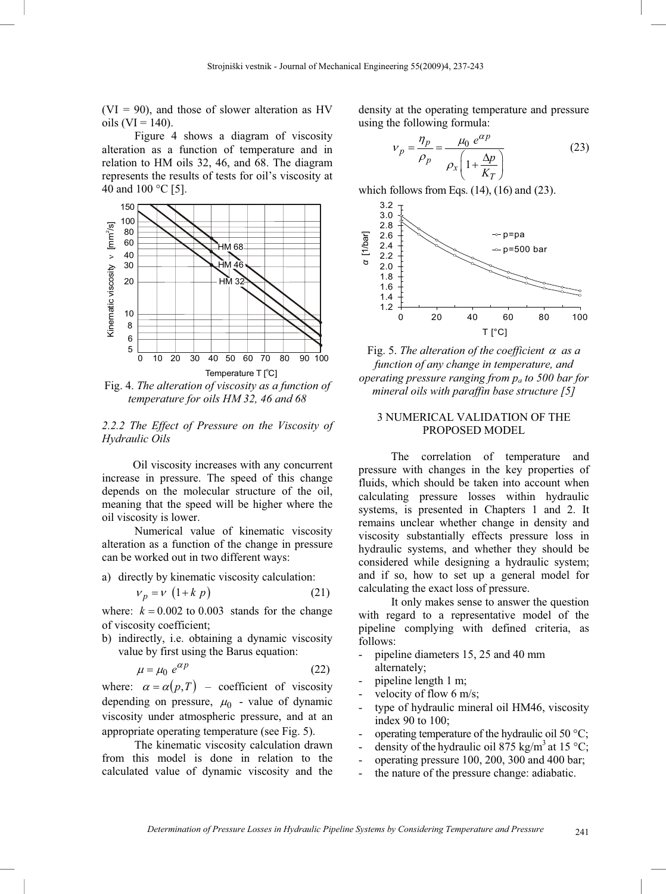(VI = 90), and those of slower alteration as HV oils (VI = 140).

Figure 4 shows a diagram of viscosity alteration as a function of temperature and in relation to HM oils 32, 46, and 68. The diagram represents the results of tests for oil's viscosity at 40 and 100 °C [5].

Fig. 4. *The alteration of viscosity as a function of temperature for oils HM 32, 46 and 68*

### *2.2.2 The Effect of Pressure on the Viscosity of Hydraulic Oils*

Oil viscosity increases with any concurrent increase in pressure. The speed of this change depends on the molecular structure of the oil, meaning that the speed will be higher where the oil viscosity is lower.

Numerical value of kinematic viscosity alteration as a function of the change in pressure can be worked out in two different ways:

a) directly by kinematic viscosity calculation:

$$\nu_p = \nu\,(1 + k\,p) \tag{21}$$

where: $k = 0.002$ to $0.003$ stands for the change of viscosity coefficient;

b) indirectly, i.e. obtaining a dynamic viscosity value by first using the Barus equation:

$$\mu = \mu_0\, e^{\alpha p} \tag{22}$$

where: $\alpha = \alpha(p,T)$ – coefficient of viscosity depending on pressure, $\mu_0$ - value of dynamic viscosity under atmospheric pressure, and at an appropriate operating temperature (see Fig. 5).

The kinematic viscosity calculation drawn from this model is done in relation to the calculated value of dynamic viscosity and the density at the operating temperature and pressure using the following formula:

$$\nu_p = \frac{\eta_p}{\rho_p} = \frac{\mu_0\, e^{\alpha p}}{\rho_x \left(1 + \dfrac{\Delta p}{K_T}\right)} \tag{23}$$

which follows from Eqs. (14), (16) and (23).

Fig. 5. *The alteration of the coefficient $\alpha$ as a function of any change in temperature, and operating pressure ranging from $p_a$ to 500 bar for mineral oils with paraffin base structure [5]*

## 3 NUMERICAL VALIDATION OF THE PROPOSED MODEL

The correlation of temperature and pressure with changes in the key properties of fluids, which should be taken into account when calculating pressure losses within hydraulic systems, is presented in Chapters 1 and 2. It remains unclear whether change in density and viscosity substantially effects pressure loss in hydraulic systems, and whether they should be considered while designing a hydraulic system; and if so, how to set up a general model for calculating the exact loss of pressure.

It only makes sense to answer the question with regard to a representative model of the pipeline complying with defined criteria, as follows:

- pipeline diameters 15, 25 and 40 mm alternately;
- pipeline length 1 m;
- velocity of flow 6 m/s;
- type of hydraulic mineral oil HM46, viscosity index 90 to 100;
- operating temperature of the hydraulic oil 50 °C;
- density of the hydraulic oil 875 kg/m$^3$ at 15 °C;
- operating pressure 100, 200, 300 and 400 bar;
- the nature of the pressure change: adiabatic.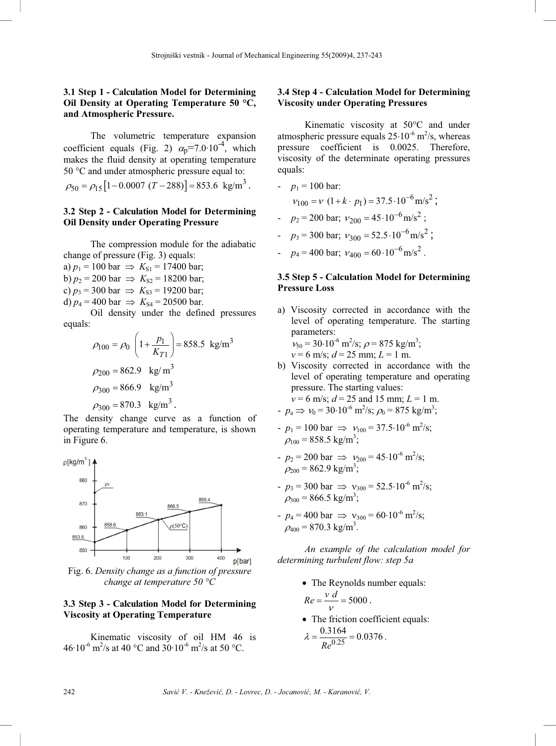### 3.1 Step 1 - Calculation Model for Determining Oil Density at Operating Temperature 50 °C, and Atmospheric Pressure.

The volumetric temperature expansion coefficient equals (Fig. 2) $\alpha_p$=7.0·10$^{-4}$, which makes the fluid density at operating temperature 50 °C and under atmospheric pressure equal to:

$$\rho_{50} = \rho_{15}\left[1 - 0.0007\ (T - 288)\right] = 853.6\ \text{kg/m}^3 .$$

### 3.2 Step 2 - Calculation Model for Determining Oil Density under Operating Pressure

The compression module for the adiabatic change of pressure (Fig. 3) equals:

a) $p_1$ = 100 bar $\Rightarrow$ $K_{S1}$ = 17400 bar;
b) $p_2$ = 200 bar $\Rightarrow$ $K_{S2}$ = 18200 bar;
c) $p_3$ = 300 bar $\Rightarrow$ $K_{S3}$ = 19200 bar;
d) $p_4$ = 400 bar $\Rightarrow$ $K_{S4}$ = 20500 bar.

Oil density under the defined pressures equals:

$$\rho_{100} = \rho_0\ \left(1 + \frac{p_1}{K_{T1}}\right) = 858.5\ \text{kg/m}^3$$

$$\rho_{200} = 862.9\ \ \text{kg/ m}^3$$

$$\rho_{300} = 866.9\ \ \text{kg/m}^3$$

$$\rho_{300} = 870.3\ \ \text{kg/m}^3 .$$

The density change curve as a function of operating temperature and temperature, is shown in Figure 6.

Fig. 6. *Density change as a function of pressure change at temperature 50 °C*

### 3.3 Step 3 - Calculation Model for Determining Viscosity at Operating Temperature

Kinematic viscosity of oil HM 46 is 46·10$^{-6}$ m$^2$/s at 40 °C and 30·10$^{-6}$ m$^2$/s at 50 °C.

### 3.4 Step 4 - Calculation Model for Determining Viscosity under Operating Pressures

Kinematic viscosity at 50°C and under atmospheric pressure equals 25·10$^{-6}$ m$^2$/s, whereas pressure coefficient is 0.0025. Therefore, viscosity of the determinate operating pressures equals:

- $p_1$ = 100 bar:
  $$\nu_{100} = \nu\ (1 + k \cdot\ p_1) = 37.5 \cdot 10^{-6}\,\text{m/s}^2 ;$$
- $p_2$ = 200 bar; $\nu_{200} = 45 \cdot 10^{-6}\,\text{m/s}^2$ ;
- $p_3$ = 300 bar; $\nu_{300} = 52.5 \cdot 10^{-6}\,\text{m/s}^2$ ;
- $p_4$ = 400 bar; $\nu_{400} = 60 \cdot 10^{-6}\,\text{m/s}^2$ .

### 3.5 Step 5 - Calculation Model for Determining Pressure Loss

a) Viscosity corrected in accordance with the level of operating temperature. The starting parameters:
   $\nu_{50}$ = 30·10$^{-6}$ m$^2$/s; $\rho$ = 875 kg/m$^3$;
   $v$ = 6 m/s; $d$ = 25 mm; $L$ = 1 m.
b) Viscosity corrected in accordance with the level of operating temperature and operating pressure. The starting values:
   $v$ = 6 m/s; $d$ = 25 and 15 mm; $L$ = 1 m.

- $p_a \Rightarrow \nu_0$ = 30·10$^{-6}$ m$^2$/s; $\rho_0$ = 875 kg/m$^3$;
- $p_1$ = 100 bar $\Rightarrow$ $\nu_{100}$ = 37.5·10$^{-6}$ m$^2$/s; $\rho_{100}$ = 858.5 kg/m$^3$;
- $p_2$ = 200 bar $\Rightarrow$ $\nu_{200}$ = 45·10$^{-6}$ m$^2$/s; $\rho_{200}$ = 862.9 kg/m$^3$;
- $p_3$ = 300 bar $\Rightarrow$ $\nu_{300}$ = 52.5·10$^{-6}$ m$^2$/s; $\rho_{300}$ = 866.5 kg/m$^3$;
- $p_4$ = 400 bar $\Rightarrow$ $\nu_{300}$ = 60·10$^{-6}$ m$^2$/s; $\rho_{400}$ = 870.3 kg/m$^3$.

*An example of the calculation model for determining turbulent flow: step 5a*

- The Reynolds number equals:
  $$Re = \frac{v\ d}{\nu} = 5000 .$$
- The friction coefficient equals:
  $$\lambda = \frac{0.3164}{Re^{0.25}} = 0.0376 .$$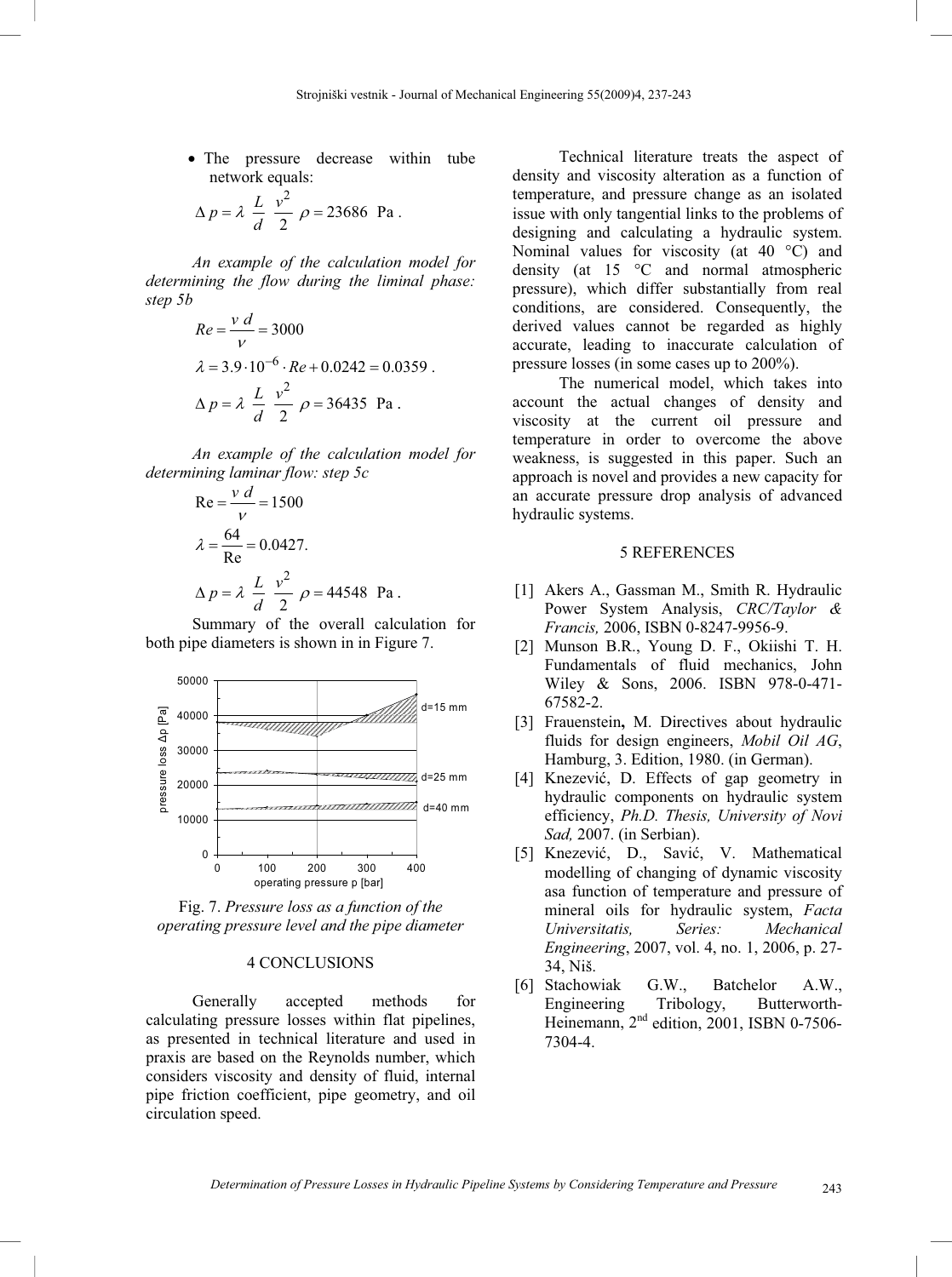- The pressure decrease within tube network equals:

$$\Delta p = \lambda \frac{L}{d} \frac{v^2}{2} \rho = 23686 \text{ Pa} .$$

*An example of the calculation model for determining the flow during the liminal phase: step 5b*

$$Re = \frac{v\,d}{\nu} = 3000$$

$$\lambda = 3.9 \cdot 10^{-6} \cdot Re + 0.0242 = 0.0359 .$$

$$\Delta p = \lambda \frac{L}{d} \frac{v^2}{2} \rho = 36435 \text{ Pa} .$$

*An example of the calculation model for determining laminar flow: step 5c*

$$\text{Re} = \frac{v\,d}{\nu} = 1500$$

$$\lambda = \frac{64}{\text{Re}} = 0.0427.$$

$$\Delta p = \lambda \frac{L}{d} \frac{v^2}{2} \rho = 44548 \text{ Pa} .$$

Summary of the overall calculation for both pipe diameters is shown in in Figure 7.

pressure loss Δp [Pa]
50000
40000
30000
20000
10000
0
0 100 200 300 400
operating pressure p [bar]
d=15 mm
d=25 mm
d=40 mm

Fig. 7. *Pressure loss as a function of the operating pressure level and the pipe diameter*

## 4 CONCLUSIONS

Generally accepted methods for calculating pressure losses within flat pipelines, as presented in technical literature and used in praxis are based on the Reynolds number, which considers viscosity and density of fluid, internal pipe friction coefficient, pipe geometry, and oil circulation speed.

Technical literature treats the aspect of density and viscosity alteration as a function of temperature, and pressure change as an isolated issue with only tangential links to the problems of designing and calculating a hydraulic system. Nominal values for viscosity (at 40 °C) and density (at 15 °C and normal atmospheric pressure), which differ substantially from real conditions, are considered. Consequently, the derived values cannot be regarded as highly accurate, leading to inaccurate calculation of pressure losses (in some cases up to 200%).

The numerical model, which takes into account the actual changes of density and viscosity at the current oil pressure and temperature in order to overcome the above weakness, is suggested in this paper. Such an approach is novel and provides a new capacity for an accurate pressure drop analysis of advanced hydraulic systems.

## 5 REFERENCES

[1] Akers A., Gassman M., Smith R. Hydraulic Power System Analysis, *CRC/Taylor & Francis,* 2006, ISBN 0-8247-9956-9.

[2] Munson B.R., Young D. F., Okiishi T. H. Fundamentals of fluid mechanics, John Wiley & Sons, 2006. ISBN 978-0-471-67582-2.

[3] Frauenstein**,** M. Directives about hydraulic fluids for design engineers, *Mobil Oil AG*, Hamburg, 3. Edition, 1980. (in German).

[4] Knezević, D. Effects of gap geometry in hydraulic components on hydraulic system efficiency, *Ph.D. Thesis, University of Novi Sad,* 2007. (in Serbian).

[5] Knezević, D., Savić, V. Mathematical modelling of changing of dynamic viscosity asa function of temperature and pressure of mineral oils for hydraulic system, *Facta Universitatis, Series: Mechanical Engineering*, 2007, vol. 4, no. 1, 2006, p. 27-34, Niš.

[6] Stachowiak G.W., Batchelor A.W., Engineering Tribology, Butterworth-Heinemann, 2nd edition, 2001, ISBN 0-7506-7304-4.